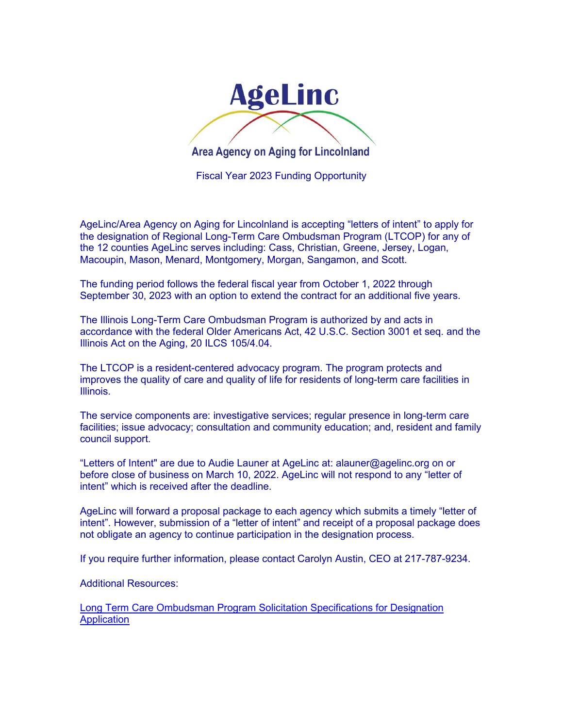# AgeLinc

**Area Agency on Aging for Lincolnland**

Fiscal Year 2023 Funding Opportunity

AgeLinc/Area Agency on Aging for Lincolnland is accepting "letters of intent" to apply for the designation of Regional Long-Term Care Ombudsman Program (LTCOP) for any of the 12 counties AgeLinc serves including: Cass, Christian, Greene, Jersey, Logan, Macoupin, Mason, Menard, Montgomery, Morgan, Sangamon, and Scott.

The funding period follows the federal fiscal year from October 1, 2022 through September 30, 2023 with an option to extend the contract for an additional five years.

The Illinois Long-Term Care Ombudsman Program is authorized by and acts in accordance with the federal Older Americans Act, 42 U.S.C. Section 3001 et seq. and the Illinois Act on the Aging, 20 ILCS 105/4.04.

The LTCOP is a resident-centered advocacy program. The program protects and improves the quality of care and quality of life for residents of long-term care facilities in Illinois.

The service components are: investigative services; regular presence in long-term care facilities; issue advocacy; consultation and community education; and, resident and family council support.

"Letters of Intent" are due to Audie Launer at AgeLinc at: alauner@agelinc.org on or before close of business on March 10, 2022. AgeLinc will not respond to any "letter of intent" which is received after the deadline.

AgeLinc will forward a proposal package to each agency which submits a timely "letter of intent". However, submission of a "letter of intent" and receipt of a proposal package does not obligate an agency to continue participation in the designation process.

If you require further information, please contact Carolyn Austin, CEO at 217-787-9234.

Additional Resources:

Long Term Care Ombudsman Program Solicitation Specifications for Designation Application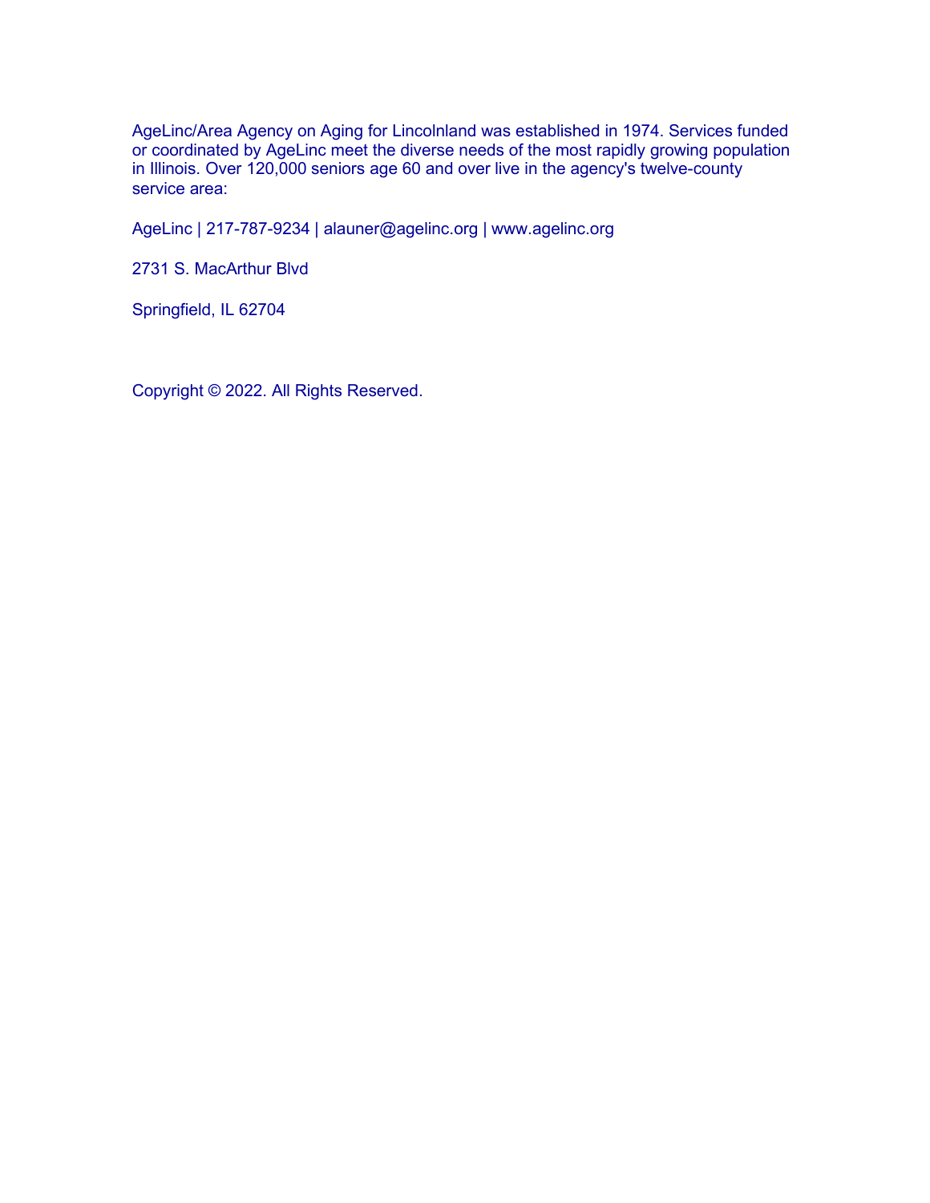AgeLinc/Area Agency on Aging for Lincolnland was established in 1974. Services funded or coordinated by AgeLinc meet the diverse needs of the most rapidly growing population in Illinois. Over 120,000 seniors age 60 and over live in the agency's twelve-county service area:

AgeLinc | 217-787-9234 | alauner@agelinc.org | www.agelinc.org

2731 S. MacArthur Blvd

Springfield, IL 62704

Copyright © 2022. All Rights Reserved.